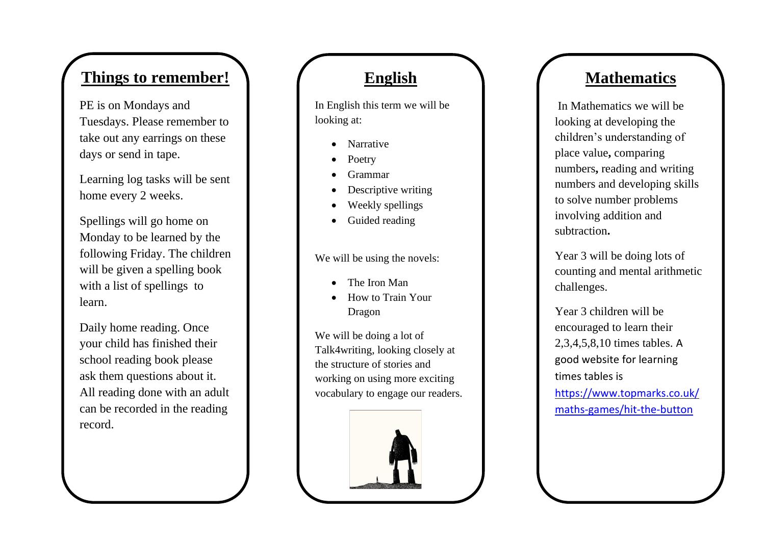## Things to remember!

PE is on Mondays and Tuesdays. Please remember to take out any earrings on these days or send in tape.

Learning log tasks will be sent home every 2 weeks.

Spellings will go home on Monday to be learned by the following Friday. The children will be given a spelling book with a list of spellings to learn.

Daily home reading. Once your child has finished their school reading book please ask them questions about it. All reading done with an adult can be recorded in the reading record.

## English

In English this term we will be looking at:

- Narrative
- Poetry
- Grammar
- Descriptive writing
- Weekly spellings
- Guided reading

We will be using the novels:

- The Iron Man
- How to Train Your Dragon

We will be doing a lot of Talk4writing, looking closely at the structure of stories and working on using more exciting vocabulary to engage our readers.

## Mathematics

In Mathematics we will be looking at developing the children's understanding of place value, comparing numbers, reading and writing numbers and developing skills to solve number problems involving addition and subtraction.

Year 3 will be doing lots of counting and mental arithmetic challenges.

Year 3 children will be encouraged to learn their 2,3,4,5,8,10 times tables. A good website for learning times tables is https://www.topmarks.co.uk/maths-games/hit-the-button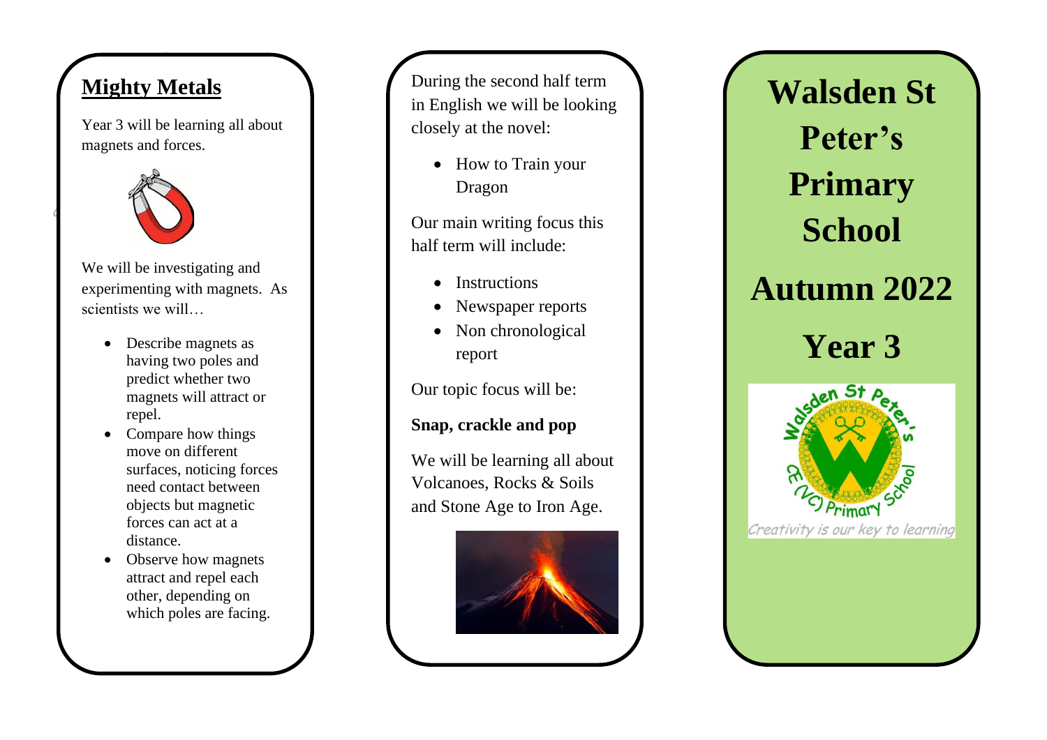## Mighty Metals

Year 3 will be learning all about magnets and forces.

We will be investigating and experimenting with magnets. As scientists we will…

- Describe magnets as having two poles and predict whether two magnets will attract or repel.
- Compare how things move on different surfaces, noticing forces need contact between objects but magnetic forces can act at a distance.
- Observe how magnets attract and repel each other, depending on which poles are facing.

During the second half term in English we will be looking closely at the novel:

- How to Train your Dragon

Our main writing focus this half term will include:

- Instructions
- Newspaper reports
- Non chronological report

Our topic focus will be:

**Snap, crackle and pop**

We will be learning all about Volcanoes, Rocks & Soils and Stone Age to Iron Age.

# Walsden St Peter's Primary School

# Autumn 2022

# Year 3

Walsden St Peter's CE (VC) Primary School

*Creativity is our key to learning*